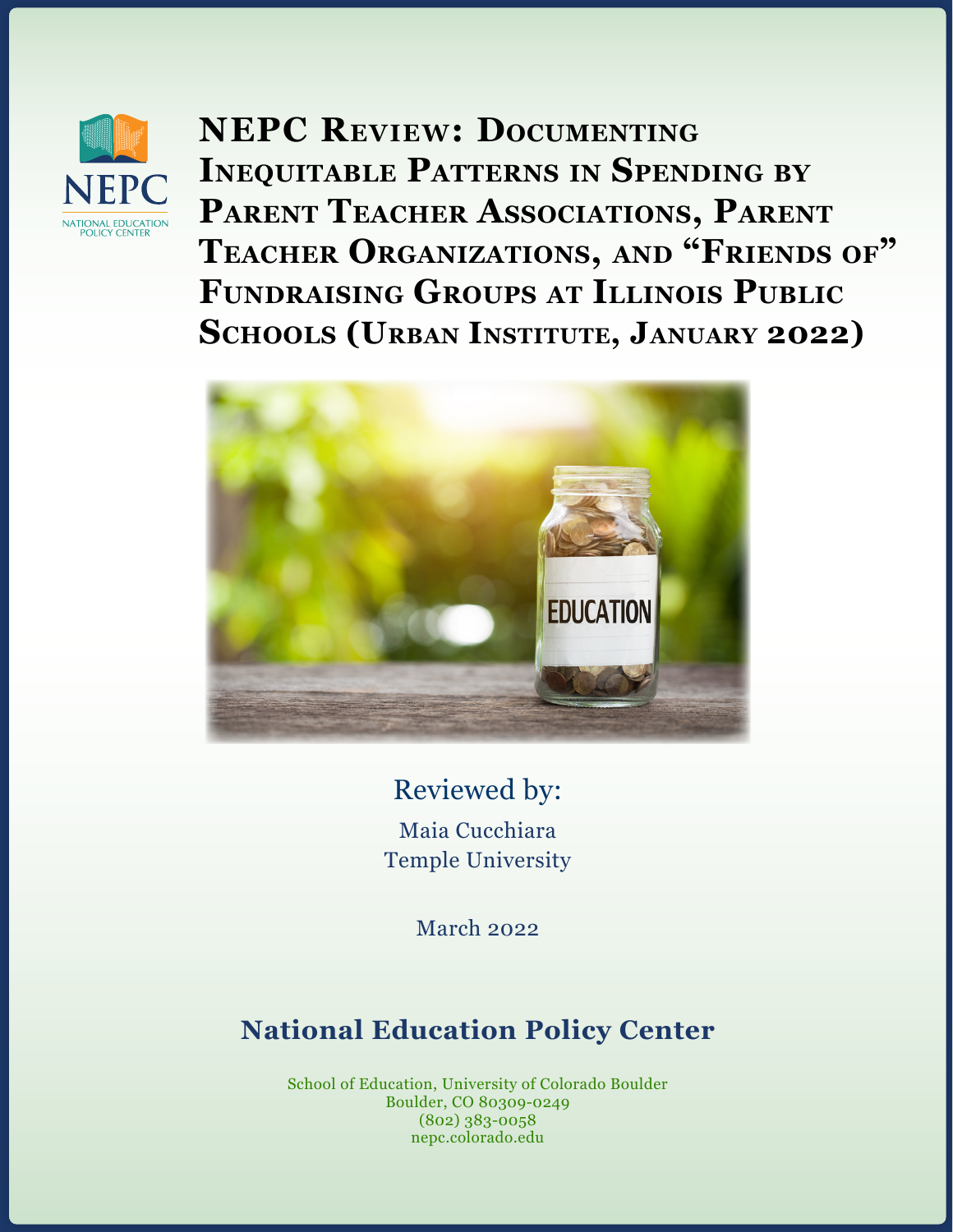NEPC

NATIONAL EDUCATION POLICY CENTER

# NEPC Review: Documenting Inequitable Patterns in Spending by Parent Teacher Associations, Parent Teacher Organizations, and "Friends of" Fundraising Groups at Illinois Public Schools (Urban Institute, January 2022)

Reviewed by:

Maia Cucchiara

Temple University

March 2022

## National Education Policy Center

School of Education, University of Colorado Boulder
Boulder, CO 80309-0249
(802) 383-0058
nepc.colorado.edu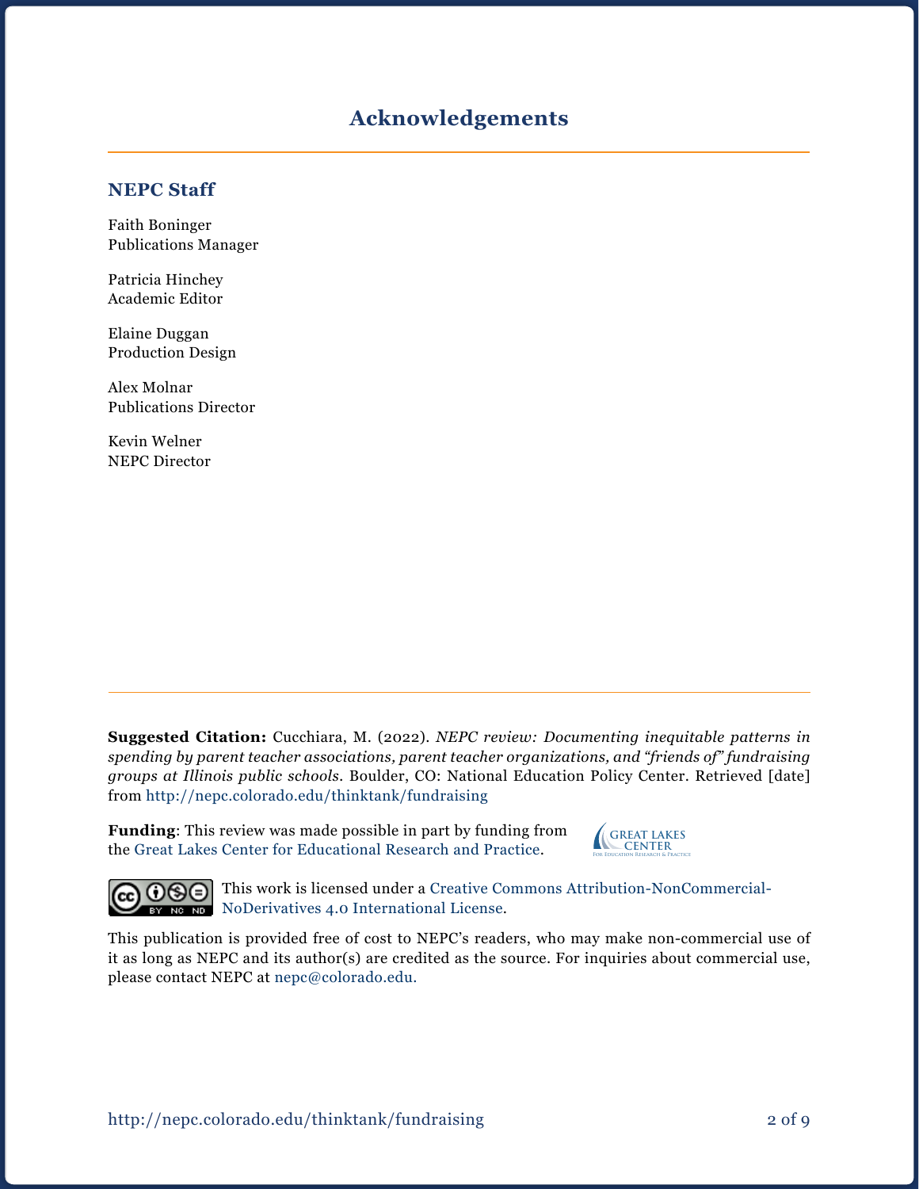# Acknowledgements

## NEPC Staff

Faith Boninger
Publications Manager

Patricia Hinchey
Academic Editor

Elaine Duggan
Production Design

Alex Molnar
Publications Director

Kevin Welner
NEPC Director

---

**Suggested Citation:** Cucchiara, M. (2022). *NEPC review: Documenting inequitable patterns in spending by parent teacher associations, parent teacher organizations, and "friends of" fundraising groups at Illinois public schools*. Boulder, CO: National Education Policy Center. Retrieved [date] from http://nepc.colorado.edu/thinktank/fundraising

**Funding**: This review was made possible in part by funding from the Great Lakes Center for Educational Research and Practice.

This work is licensed under a Creative Commons Attribution-NonCommercial-NoDerivatives 4.0 International License.

This publication is provided free of cost to NEPC's readers, who may make non-commercial use of it as long as NEPC and its author(s) are credited as the source. For inquiries about commercial use, please contact NEPC at nepc@colorado.edu.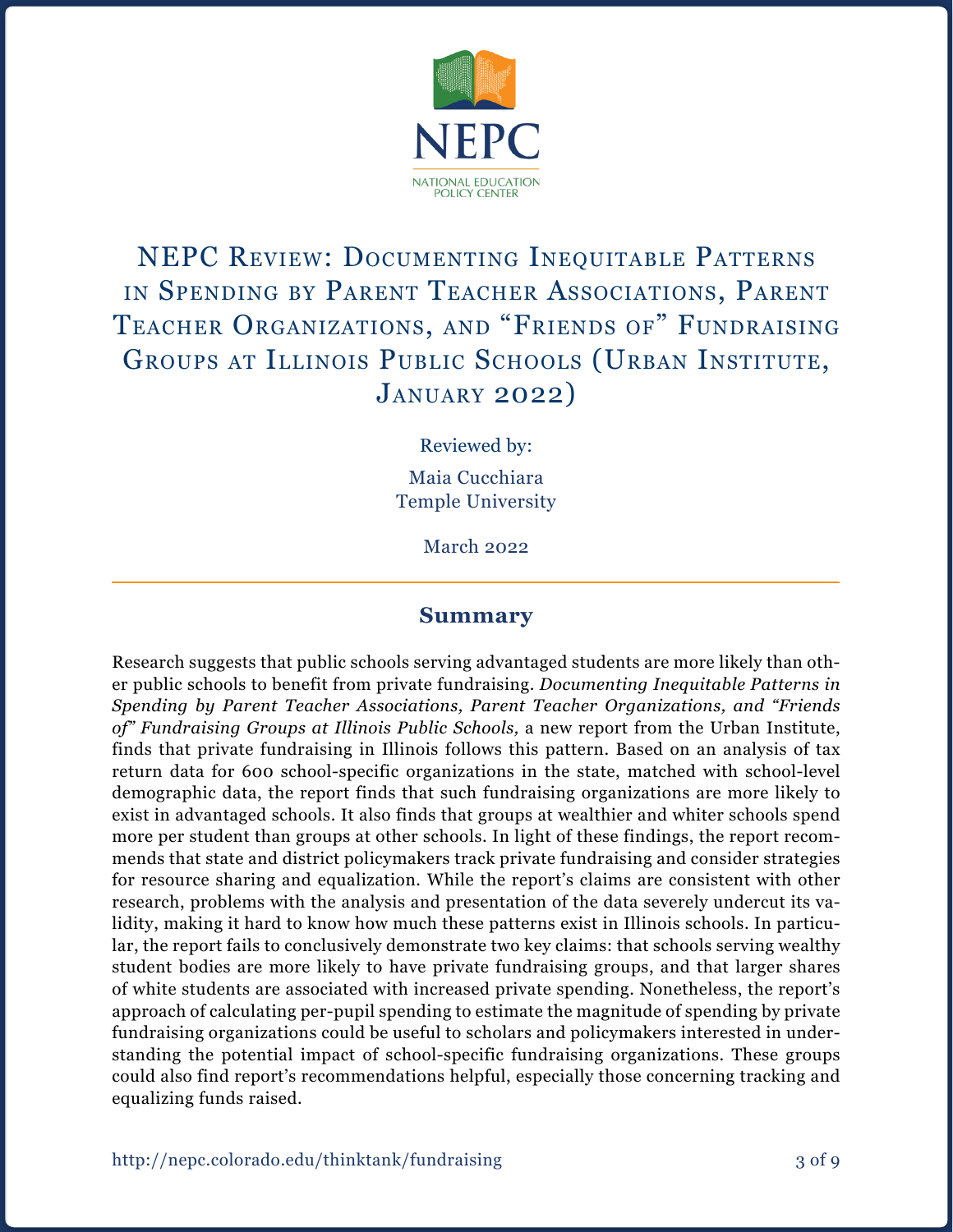# NEPC Review: Documenting Inequitable Patterns in Spending by Parent Teacher Associations, Parent Teacher Organizations, and "Friends of" Fundraising Groups at Illinois Public Schools (Urban Institute, January 2022)

Reviewed by:

Maia Cucchiara
Temple University

March 2022

## Summary

Research suggests that public schools serving advantaged students are more likely than other public schools to benefit from private fundraising. *Documenting Inequitable Patterns in Spending by Parent Teacher Associations, Parent Teacher Organizations, and "Friends of" Fundraising Groups at Illinois Public Schools,* a new report from the Urban Institute, finds that private fundraising in Illinois follows this pattern. Based on an analysis of tax return data for 600 school-specific organizations in the state, matched with school-level demographic data, the report finds that such fundraising organizations are more likely to exist in advantaged schools. It also finds that groups at wealthier and whiter schools spend more per student than groups at other schools. In light of these findings, the report recommends that state and district policymakers track private fundraising and consider strategies for resource sharing and equalization. While the report's claims are consistent with other research, problems with the analysis and presentation of the data severely undercut its validity, making it hard to know how much these patterns exist in Illinois schools. In particular, the report fails to conclusively demonstrate two key claims: that schools serving wealthy student bodies are more likely to have private fundraising groups, and that larger shares of white students are associated with increased private spending. Nonetheless, the report's approach of calculating per-pupil spending to estimate the magnitude of spending by private fundraising organizations could be useful to scholars and policymakers interested in understanding the potential impact of school-specific fundraising organizations. These groups could also find report's recommendations helpful, especially those concerning tracking and equalizing funds raised.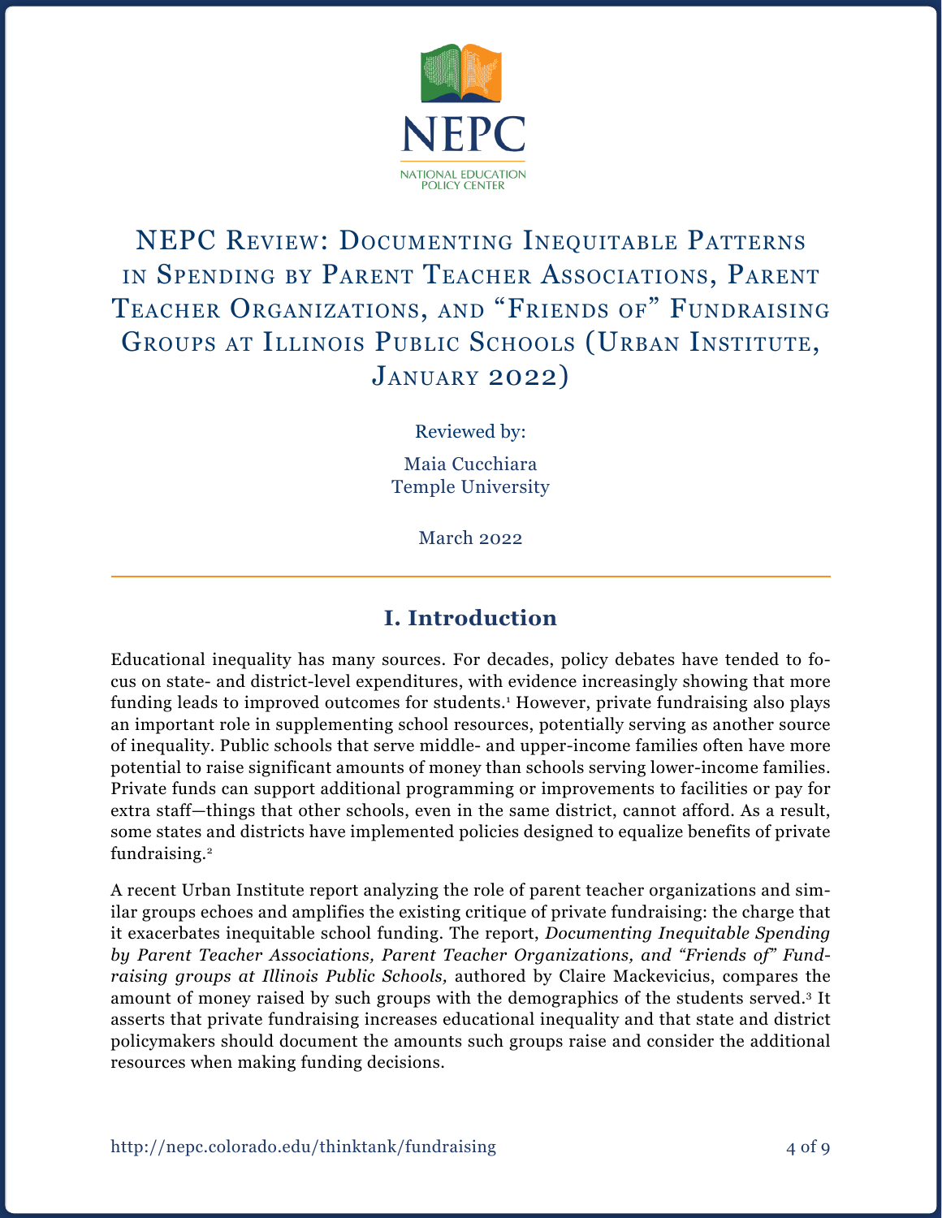NEPC

NATIONAL EDUCATION POLICY CENTER

# NEPC Review: Documenting Inequitable Patterns in Spending by Parent Teacher Associations, Parent Teacher Organizations, and "Friends of" Fundraising Groups at Illinois Public Schools (Urban Institute, January 2022)

Reviewed by:

Maia Cucchiara
Temple University

March 2022

## I. Introduction

Educational inequality has many sources. For decades, policy debates have tended to focus on state- and district-level expenditures, with evidence increasingly showing that more funding leads to improved outcomes for students.[1] However, private fundraising also plays an important role in supplementing school resources, potentially serving as another source of inequality. Public schools that serve middle- and upper-income families often have more potential to raise significant amounts of money than schools serving lower-income families. Private funds can support additional programming or improvements to facilities or pay for extra staff—things that other schools, even in the same district, cannot afford. As a result, some states and districts have implemented policies designed to equalize benefits of private fundraising.[2]

A recent Urban Institute report analyzing the role of parent teacher organizations and similar groups echoes and amplifies the existing critique of private fundraising: the charge that it exacerbates inequitable school funding. The report, *Documenting Inequitable Spending by Parent Teacher Associations, Parent Teacher Organizations, and "Friends of" Fundraising groups at Illinois Public Schools,* authored by Claire Mackevicius, compares the amount of money raised by such groups with the demographics of the students served.[3] It asserts that private fundraising increases educational inequality and that state and district policymakers should document the amounts such groups raise and consider the additional resources when making funding decisions.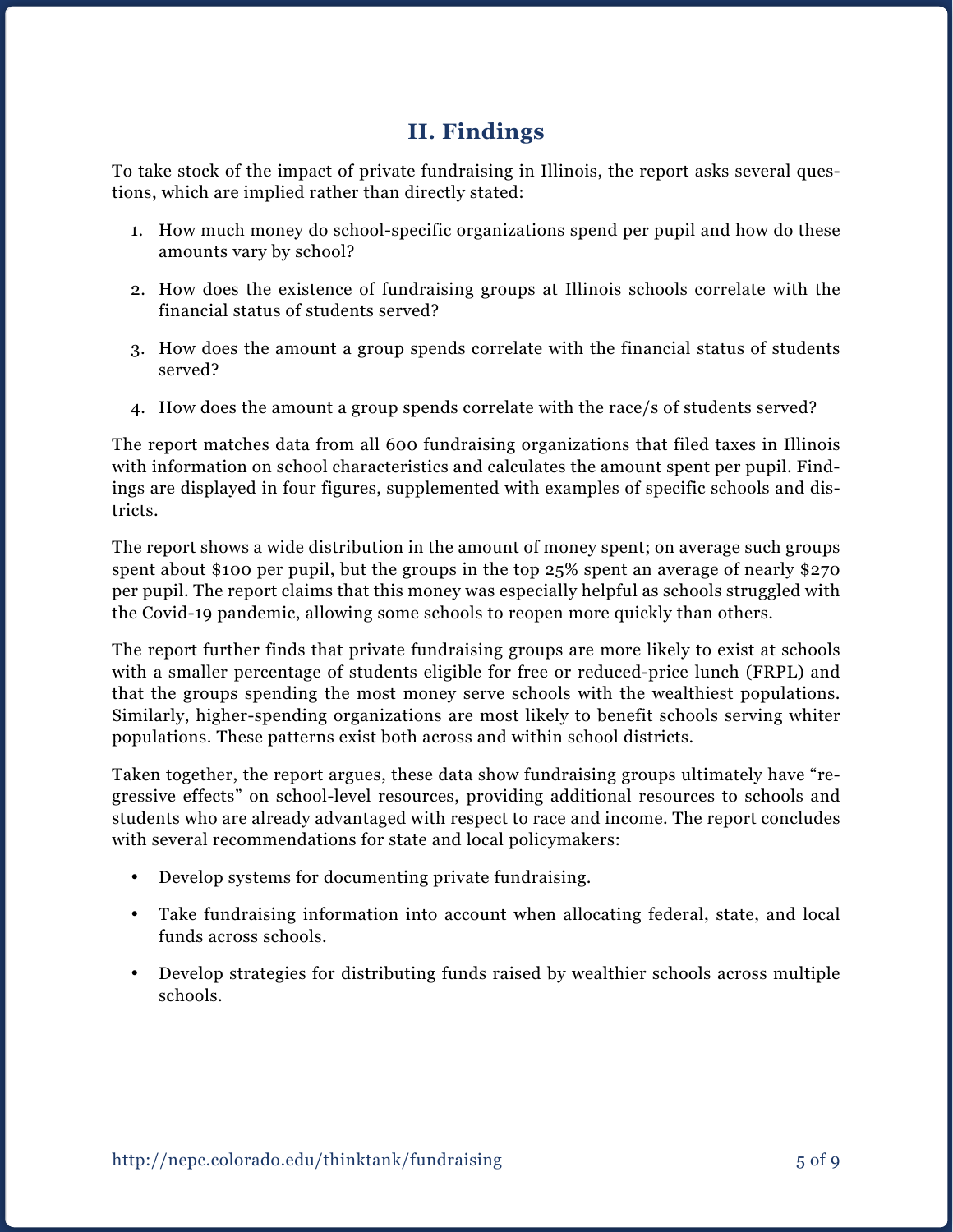## II. Findings

To take stock of the impact of private fundraising in Illinois, the report asks several questions, which are implied rather than directly stated:

1. How much money do school-specific organizations spend per pupil and how do these amounts vary by school?
2. How does the existence of fundraising groups at Illinois schools correlate with the financial status of students served?
3. How does the amount a group spends correlate with the financial status of students served?
4. How does the amount a group spends correlate with the race/s of students served?

The report matches data from all 600 fundraising organizations that filed taxes in Illinois with information on school characteristics and calculates the amount spent per pupil. Findings are displayed in four figures, supplemented with examples of specific schools and districts.

The report shows a wide distribution in the amount of money spent; on average such groups spent about $100 per pupil, but the groups in the top 25% spent an average of nearly $270 per pupil. The report claims that this money was especially helpful as schools struggled with the Covid-19 pandemic, allowing some schools to reopen more quickly than others.

The report further finds that private fundraising groups are more likely to exist at schools with a smaller percentage of students eligible for free or reduced-price lunch (FRPL) and that the groups spending the most money serve schools with the wealthiest populations. Similarly, higher-spending organizations are most likely to benefit schools serving whiter populations. These patterns exist both across and within school districts.

Taken together, the report argues, these data show fundraising groups ultimately have "regressive effects" on school-level resources, providing additional resources to schools and students who are already advantaged with respect to race and income. The report concludes with several recommendations for state and local policymakers:

- Develop systems for documenting private fundraising.
- Take fundraising information into account when allocating federal, state, and local funds across schools.
- Develop strategies for distributing funds raised by wealthier schools across multiple schools.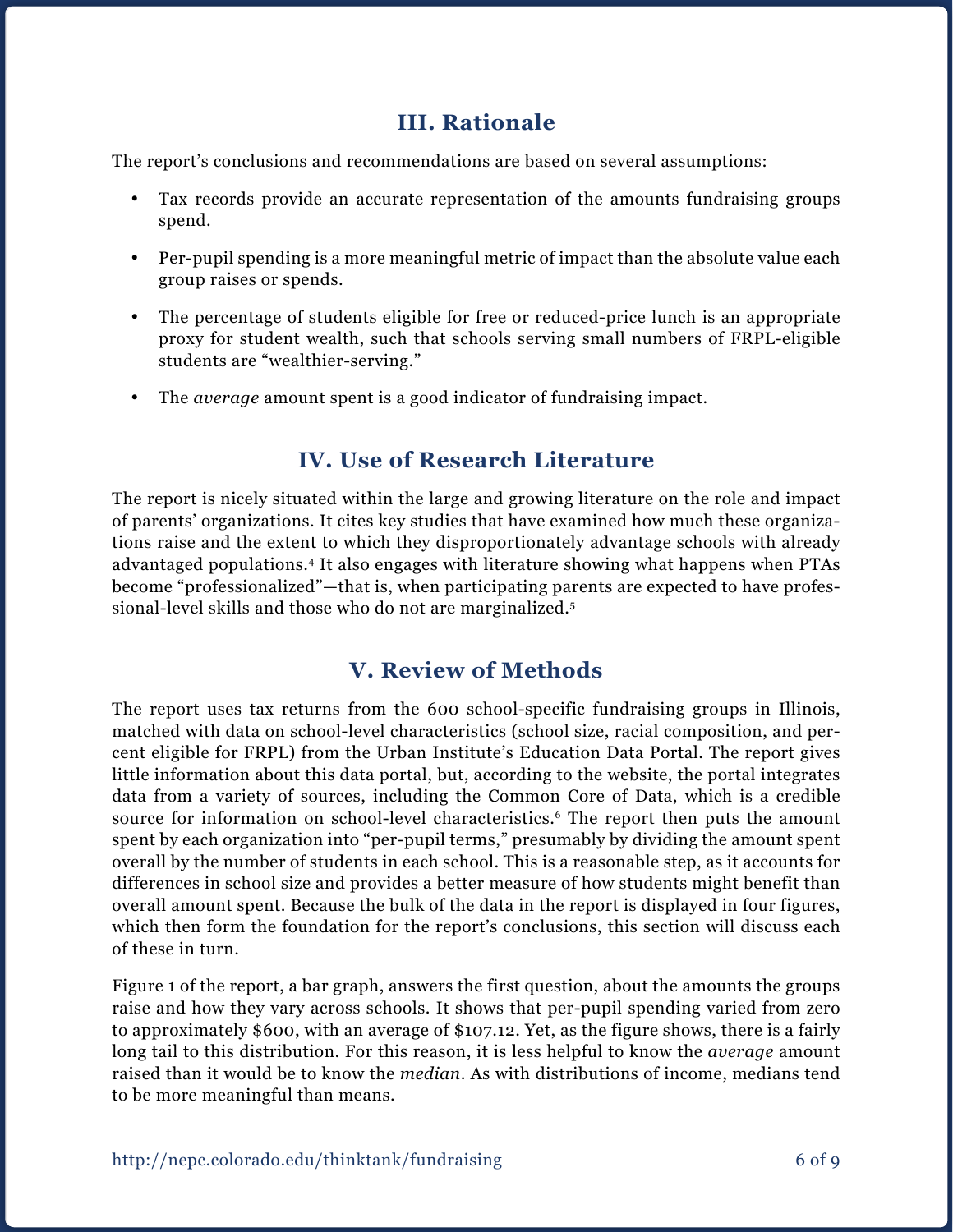## III. Rationale

The report's conclusions and recommendations are based on several assumptions:

- Tax records provide an accurate representation of the amounts fundraising groups spend.
- Per-pupil spending is a more meaningful metric of impact than the absolute value each group raises or spends.
- The percentage of students eligible for free or reduced-price lunch is an appropriate proxy for student wealth, such that schools serving small numbers of FRPL-eligible students are "wealthier-serving."
- The *average* amount spent is a good indicator of fundraising impact.

## IV. Use of Research Literature

The report is nicely situated within the large and growing literature on the role and impact of parents' organizations. It cites key studies that have examined how much these organizations raise and the extent to which they disproportionately advantage schools with already advantaged populations.[4] It also engages with literature showing what happens when PTAs become "professionalized"—that is, when participating parents are expected to have professional-level skills and those who do not are marginalized.[5]

## V. Review of Methods

The report uses tax returns from the 600 school-specific fundraising groups in Illinois, matched with data on school-level characteristics (school size, racial composition, and percent eligible for FRPL) from the Urban Institute's Education Data Portal. The report gives little information about this data portal, but, according to the website, the portal integrates data from a variety of sources, including the Common Core of Data, which is a credible source for information on school-level characteristics.[6] The report then puts the amount spent by each organization into "per-pupil terms," presumably by dividing the amount spent overall by the number of students in each school. This is a reasonable step, as it accounts for differences in school size and provides a better measure of how students might benefit than overall amount spent. Because the bulk of the data in the report is displayed in four figures, which then form the foundation for the report's conclusions, this section will discuss each of these in turn.

Figure 1 of the report, a bar graph, answers the first question, about the amounts the groups raise and how they vary across schools. It shows that per-pupil spending varied from zero to approximately $600, with an average of $107.12. Yet, as the figure shows, there is a fairly long tail to this distribution. For this reason, it is less helpful to know the *average* amount raised than it would be to know the *median*. As with distributions of income, medians tend to be more meaningful than means.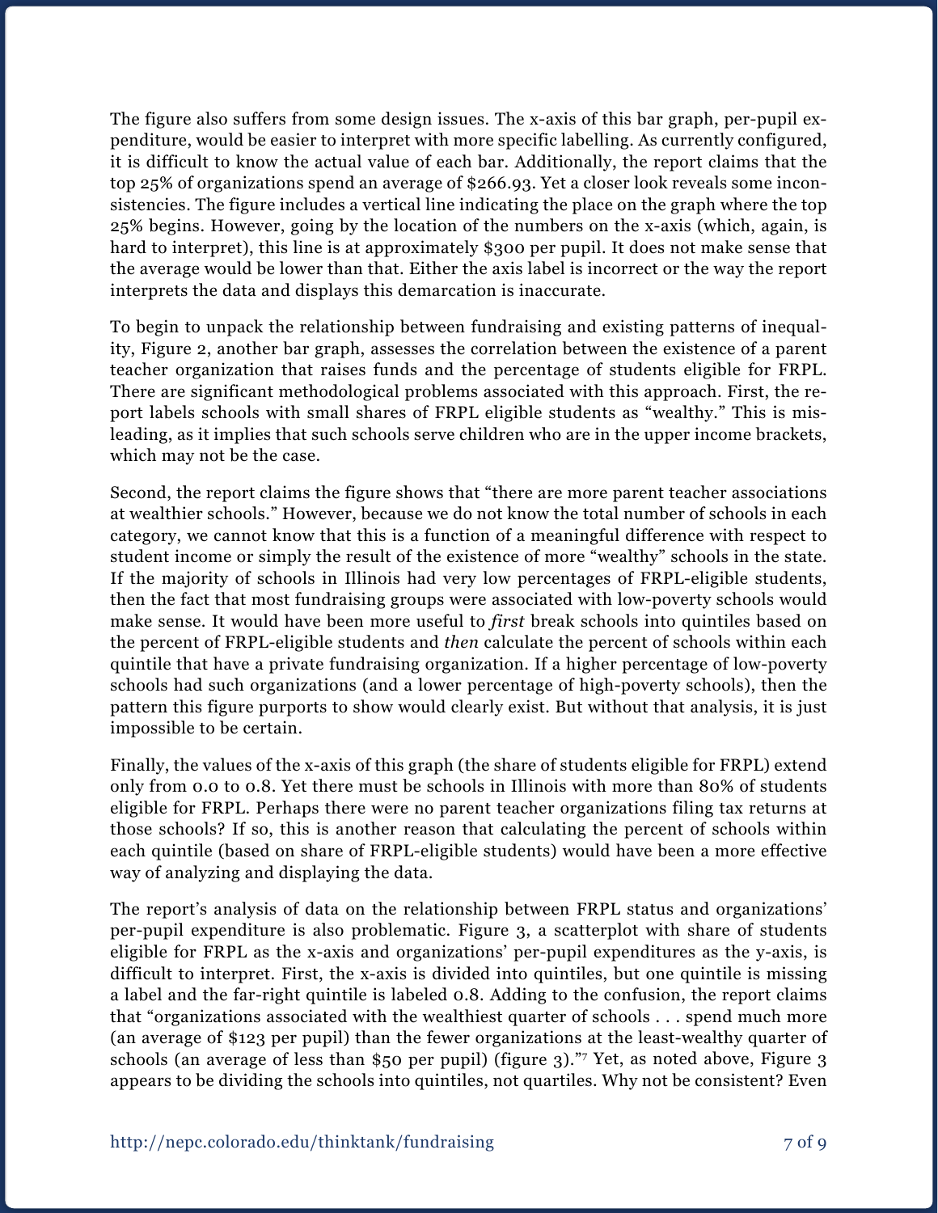The figure also suffers from some design issues. The x-axis of this bar graph, per-pupil expenditure, would be easier to interpret with more specific labelling. As currently configured, it is difficult to know the actual value of each bar. Additionally, the report claims that the top 25% of organizations spend an average of $266.93. Yet a closer look reveals some inconsistencies. The figure includes a vertical line indicating the place on the graph where the top 25% begins. However, going by the location of the numbers on the x-axis (which, again, is hard to interpret), this line is at approximately $300 per pupil. It does not make sense that the average would be lower than that. Either the axis label is incorrect or the way the report interprets the data and displays this demarcation is inaccurate.

To begin to unpack the relationship between fundraising and existing patterns of inequality, Figure 2, another bar graph, assesses the correlation between the existence of a parent teacher organization that raises funds and the percentage of students eligible for FRPL. There are significant methodological problems associated with this approach. First, the report labels schools with small shares of FRPL eligible students as "wealthy." This is misleading, as it implies that such schools serve children who are in the upper income brackets, which may not be the case.

Second, the report claims the figure shows that "there are more parent teacher associations at wealthier schools." However, because we do not know the total number of schools in each category, we cannot know that this is a function of a meaningful difference with respect to student income or simply the result of the existence of more "wealthy" schools in the state. If the majority of schools in Illinois had very low percentages of FRPL-eligible students, then the fact that most fundraising groups were associated with low-poverty schools would make sense. It would have been more useful to *first* break schools into quintiles based on the percent of FRPL-eligible students and *then* calculate the percent of schools within each quintile that have a private fundraising organization. If a higher percentage of low-poverty schools had such organizations (and a lower percentage of high-poverty schools), then the pattern this figure purports to show would clearly exist. But without that analysis, it is just impossible to be certain.

Finally, the values of the x-axis of this graph (the share of students eligible for FRPL) extend only from 0.0 to 0.8. Yet there must be schools in Illinois with more than 80% of students eligible for FRPL. Perhaps there were no parent teacher organizations filing tax returns at those schools? If so, this is another reason that calculating the percent of schools within each quintile (based on share of FRPL-eligible students) would have been a more effective way of analyzing and displaying the data.

The report's analysis of data on the relationship between FRPL status and organizations' per-pupil expenditure is also problematic. Figure 3, a scatterplot with share of students eligible for FRPL as the x-axis and organizations' per-pupil expenditures as the y-axis, is difficult to interpret. First, the x-axis is divided into quintiles, but one quintile is missing a label and the far-right quintile is labeled 0.8. Adding to the confusion, the report claims that "organizations associated with the wealthiest quarter of schools . . . spend much more (an average of $123 per pupil) than the fewer organizations at the least-wealthy quarter of schools (an average of less than $50 per pupil) (figure 3)."[7] Yet, as noted above, Figure 3 appears to be dividing the schools into quintiles, not quartiles. Why not be consistent? Even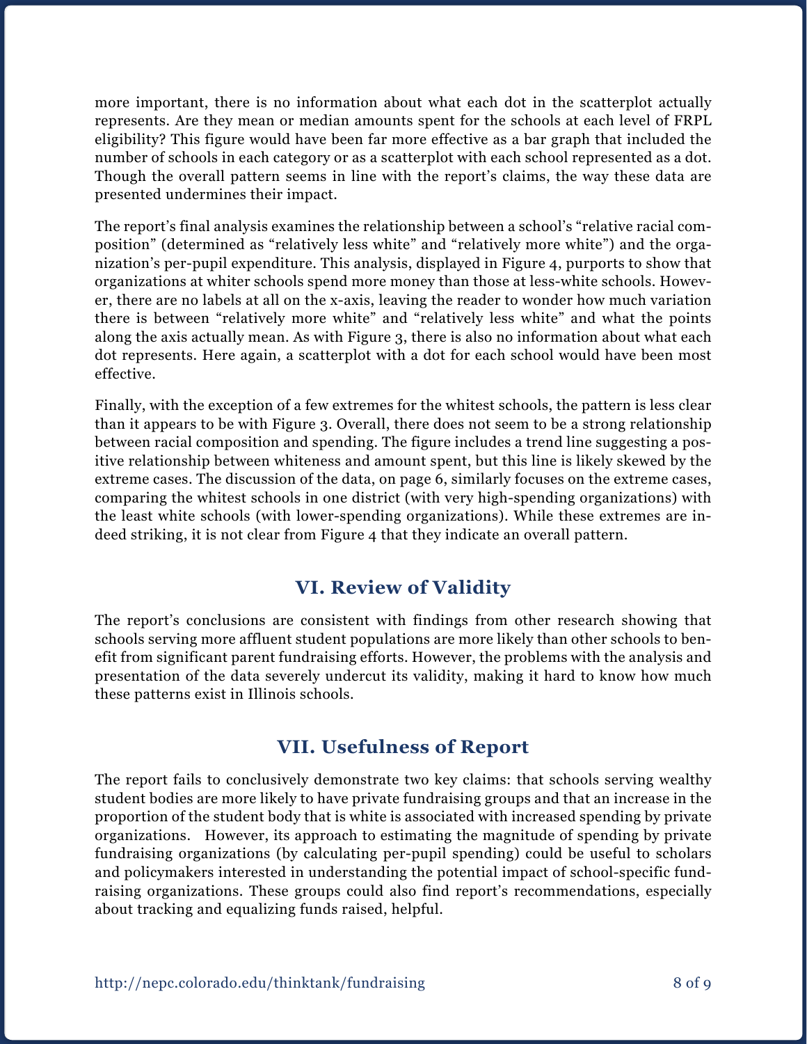more important, there is no information about what each dot in the scatterplot actually represents. Are they mean or median amounts spent for the schools at each level of FRPL eligibility? This figure would have been far more effective as a bar graph that included the number of schools in each category or as a scatterplot with each school represented as a dot. Though the overall pattern seems in line with the report's claims, the way these data are presented undermines their impact.

The report's final analysis examines the relationship between a school's "relative racial composition" (determined as "relatively less white" and "relatively more white") and the organization's per-pupil expenditure. This analysis, displayed in Figure 4, purports to show that organizations at whiter schools spend more money than those at less-white schools. However, there are no labels at all on the x-axis, leaving the reader to wonder how much variation there is between "relatively more white" and "relatively less white" and what the points along the axis actually mean. As with Figure 3, there is also no information about what each dot represents. Here again, a scatterplot with a dot for each school would have been most effective.

Finally, with the exception of a few extremes for the whitest schools, the pattern is less clear than it appears to be with Figure 3. Overall, there does not seem to be a strong relationship between racial composition and spending. The figure includes a trend line suggesting a positive relationship between whiteness and amount spent, but this line is likely skewed by the extreme cases. The discussion of the data, on page 6, similarly focuses on the extreme cases, comparing the whitest schools in one district (with very high-spending organizations) with the least white schools (with lower-spending organizations). While these extremes are indeed striking, it is not clear from Figure 4 that they indicate an overall pattern.

## VI. Review of Validity

The report's conclusions are consistent with findings from other research showing that schools serving more affluent student populations are more likely than other schools to benefit from significant parent fundraising efforts. However, the problems with the analysis and presentation of the data severely undercut its validity, making it hard to know how much these patterns exist in Illinois schools.

## VII. Usefulness of Report

The report fails to conclusively demonstrate two key claims: that schools serving wealthy student bodies are more likely to have private fundraising groups and that an increase in the proportion of the student body that is white is associated with increased spending by private organizations. However, its approach to estimating the magnitude of spending by private fundraising organizations (by calculating per-pupil spending) could be useful to scholars and policymakers interested in understanding the potential impact of school-specific fundraising organizations. These groups could also find report's recommendations, especially about tracking and equalizing funds raised, helpful.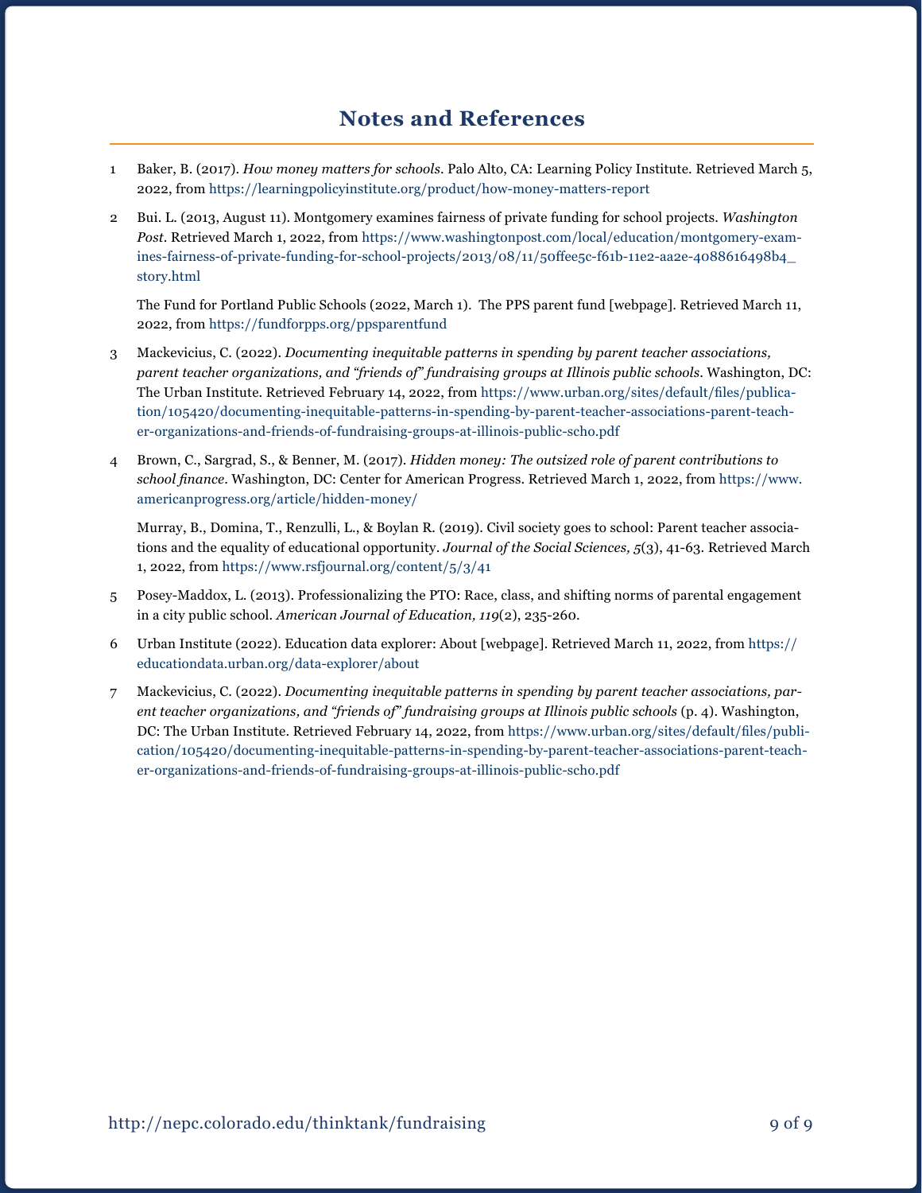# Notes and References

1 Baker, B. (2017). *How money matters for schools*. Palo Alto, CA: Learning Policy Institute. Retrieved March 5, 2022, from https://learningpolicyinstitute.org/product/how-money-matters-report

2 Bui. L. (2013, August 11). Montgomery examines fairness of private funding for school projects. *Washington Post*. Retrieved March 1, 2022, from https://www.washingtonpost.com/local/education/montgomery-examines-fairness-of-private-funding-for-school-projects/2013/08/11/50ffee5c-f61b-11e2-aa2e-4088616498b4_story.html

The Fund for Portland Public Schools (2022, March 1). The PPS parent fund [webpage]. Retrieved March 11, 2022, from https://fundforpps.org/ppsparentfund

3 Mackevicius, C. (2022). *Documenting inequitable patterns in spending by parent teacher associations, parent teacher organizations, and "friends of" fundraising groups at Illinois public schools*. Washington, DC: The Urban Institute. Retrieved February 14, 2022, from https://www.urban.org/sites/default/files/publication/105420/documenting-inequitable-patterns-in-spending-by-parent-teacher-associations-parent-teacher-organizations-and-friends-of-fundraising-groups-at-illinois-public-scho.pdf

4 Brown, C., Sargrad, S., & Benner, M. (2017). *Hidden money: The outsized role of parent contributions to school finance*. Washington, DC: Center for American Progress. Retrieved March 1, 2022, from https://www.americanprogress.org/article/hidden-money/

Murray, B., Domina, T., Renzulli, L., & Boylan R. (2019). Civil society goes to school: Parent teacher associations and the equality of educational opportunity. *Journal of the Social Sciences, 5*(3), 41-63. Retrieved March 1, 2022, from https://www.rsfjournal.org/content/5/3/41

5 Posey-Maddox, L. (2013). Professionalizing the PTO: Race, class, and shifting norms of parental engagement in a city public school. *American Journal of Education, 119*(2), 235-260.

6 Urban Institute (2022). Education data explorer: About [webpage]. Retrieved March 11, 2022, from https://educationdata.urban.org/data-explorer/about

7 Mackevicius, C. (2022). *Documenting inequitable patterns in spending by parent teacher associations, parent teacher organizations, and "friends of" fundraising groups at Illinois public schools* (p. 4). Washington, DC: The Urban Institute. Retrieved February 14, 2022, from https://www.urban.org/sites/default/files/publication/105420/documenting-inequitable-patterns-in-spending-by-parent-teacher-associations-parent-teacher-organizations-and-friends-of-fundraising-groups-at-illinois-public-scho.pdf